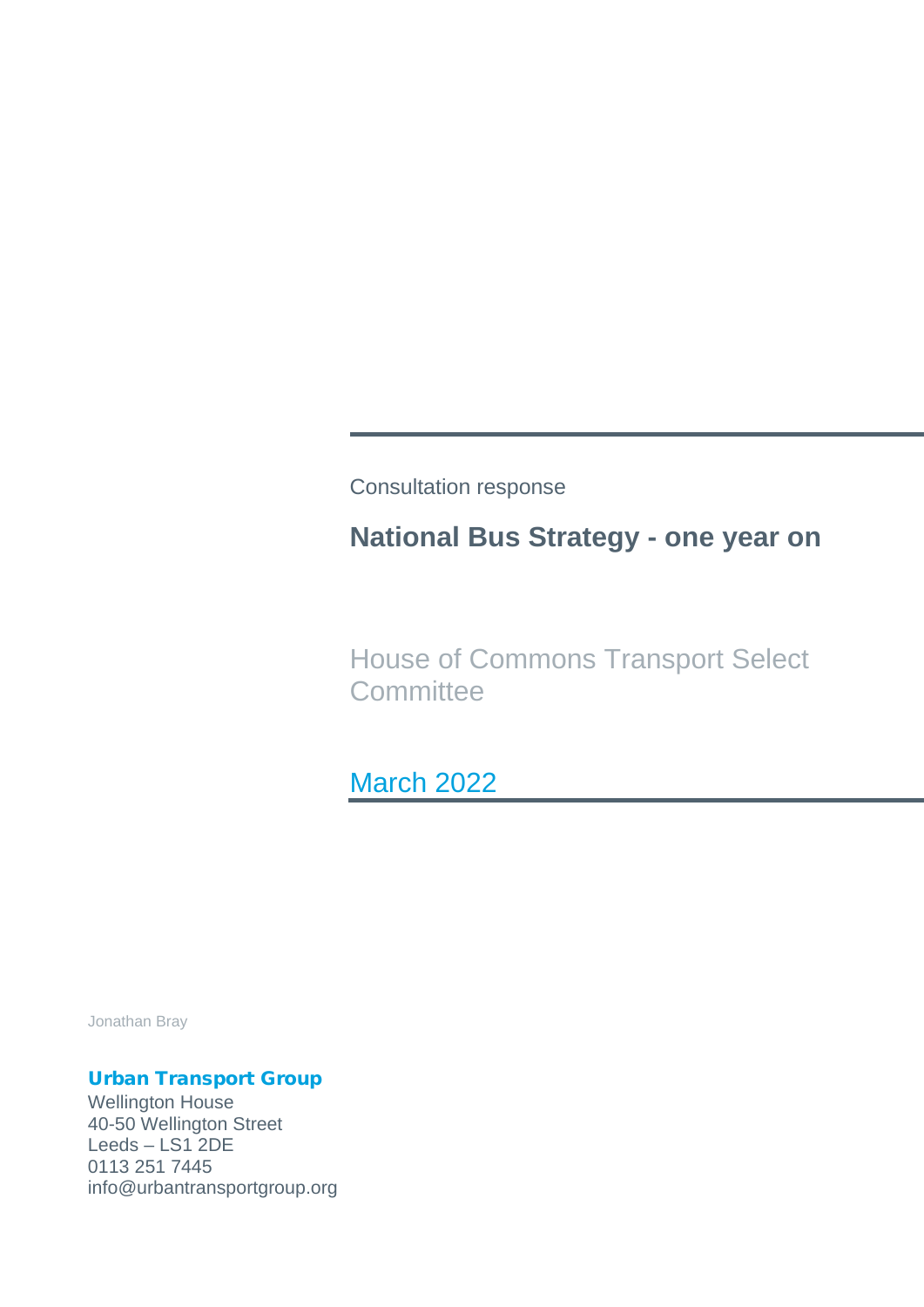Consultation response

# National Bus Strategy - one year on

House of Commons Transport Select Committee

March 2022

Jonathan Bray

**Urban Transport Group**
Wellington House
40-50 Wellington Street
Leeds – LS1 2DE
0113 251 7445
info@urbantransportgroup.org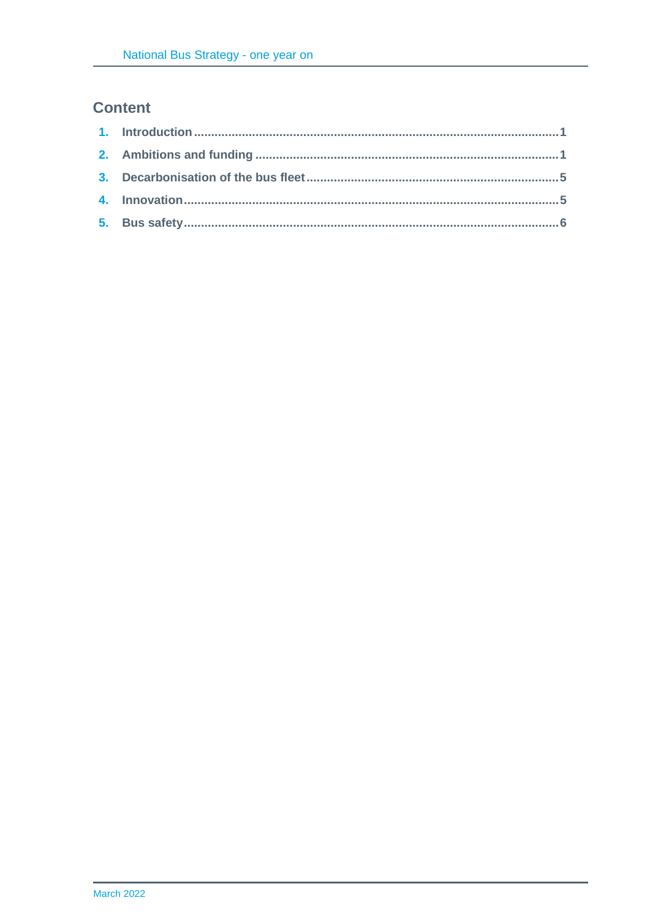## Content

1. Introduction ........................................................................................................ 1
2. Ambitions and funding ......................................................................................... 1
3. Decarbonisation of the bus fleet ............................................................................ 5
4. Innovation ........................................................................................................... 5
5. Bus safety ........................................................................................................... 6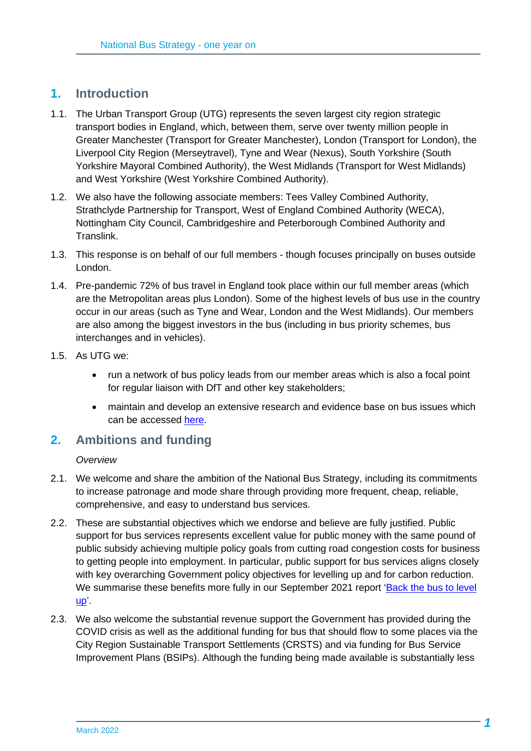## 1. Introduction

1.1. The Urban Transport Group (UTG) represents the seven largest city region strategic transport bodies in England, which, between them, serve over twenty million people in Greater Manchester (Transport for Greater Manchester), London (Transport for London), the Liverpool City Region (Merseytravel), Tyne and Wear (Nexus), South Yorkshire (South Yorkshire Mayoral Combined Authority), the West Midlands (Transport for West Midlands) and West Yorkshire (West Yorkshire Combined Authority).

1.2. We also have the following associate members: Tees Valley Combined Authority, Strathclyde Partnership for Transport, West of England Combined Authority (WECA), Nottingham City Council, Cambridgeshire and Peterborough Combined Authority and Translink.

1.3. This response is on behalf of our full members - though focuses principally on buses outside London.

1.4. Pre-pandemic 72% of bus travel in England took place within our full member areas (which are the Metropolitan areas plus London). Some of the highest levels of bus use in the country occur in our areas (such as Tyne and Wear, London and the West Midlands). Our members are also among the biggest investors in the bus (including in bus priority schemes, bus interchanges and in vehicles).

1.5. As UTG we:

- run a network of bus policy leads from our member areas which is also a focal point for regular liaison with DfT and other key stakeholders;
- maintain and develop an extensive research and evidence base on bus issues which can be accessed here.

## 2. Ambitions and funding

*Overview*

2.1. We welcome and share the ambition of the National Bus Strategy, including its commitments to increase patronage and mode share through providing more frequent, cheap, reliable, comprehensive, and easy to understand bus services.

2.2. These are substantial objectives which we endorse and believe are fully justified. Public support for bus services represents excellent value for public money with the same pound of public subsidy achieving multiple policy goals from cutting road congestion costs for business to getting people into employment. In particular, public support for bus services aligns closely with key overarching Government policy objectives for levelling up and for carbon reduction. We summarise these benefits more fully in our September 2021 report 'Back the bus to level up'.

2.3. We also welcome the substantial revenue support the Government has provided during the COVID crisis as well as the additional funding for bus that should flow to some places via the City Region Sustainable Transport Settlements (CRSTS) and via funding for Bus Service Improvement Plans (BSIPs). Although the funding being made available is substantially less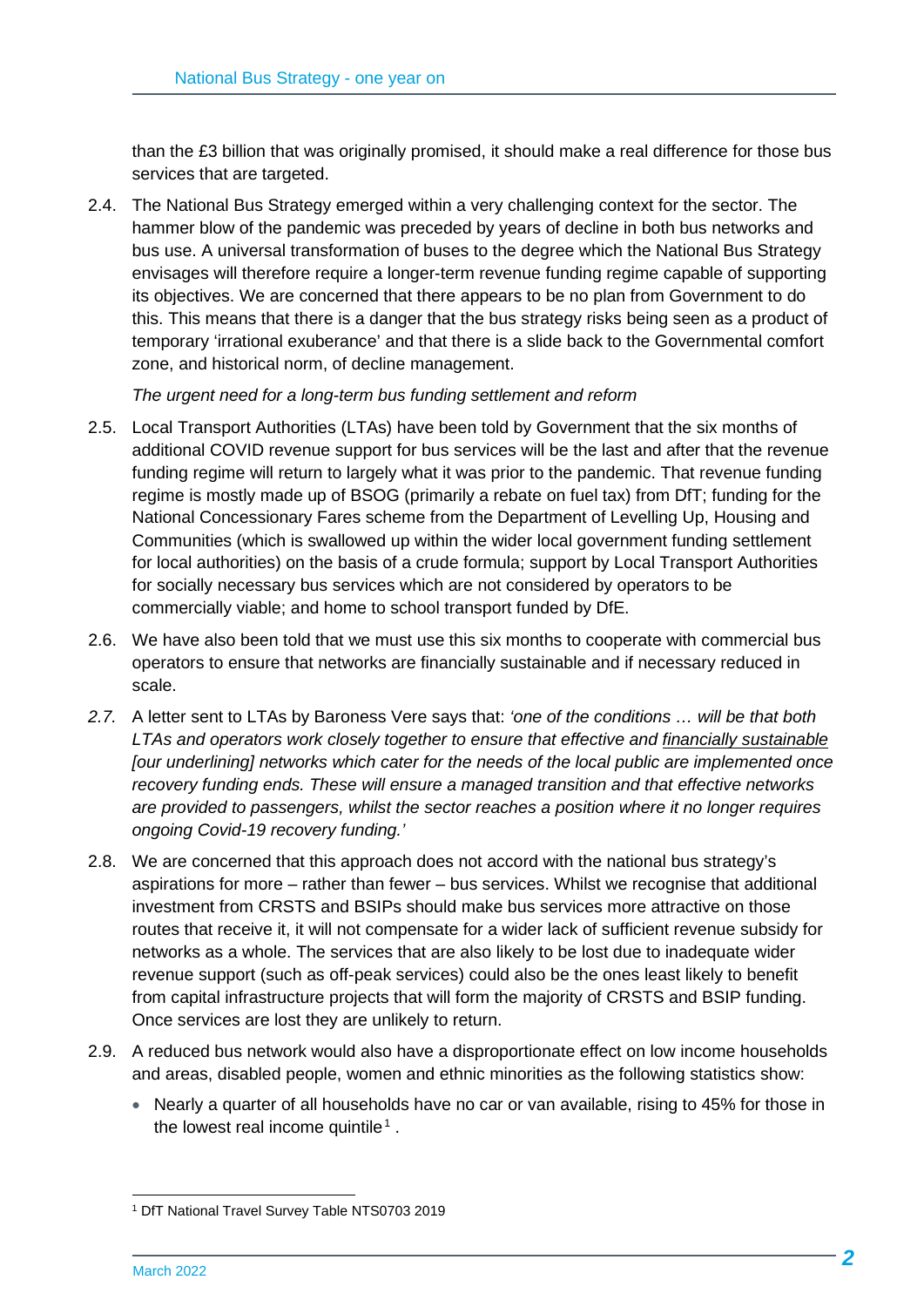than the £3 billion that was originally promised, it should make a real difference for those bus services that are targeted.

2.4. The National Bus Strategy emerged within a very challenging context for the sector. The hammer blow of the pandemic was preceded by years of decline in both bus networks and bus use. A universal transformation of buses to the degree which the National Bus Strategy envisages will therefore require a longer-term revenue funding regime capable of supporting its objectives. We are concerned that there appears to be no plan from Government to do this. This means that there is a danger that the bus strategy risks being seen as a product of temporary 'irrational exuberance' and that there is a slide back to the Governmental comfort zone, and historical norm, of decline management.

*The urgent need for a long-term bus funding settlement and reform*

2.5. Local Transport Authorities (LTAs) have been told by Government that the six months of additional COVID revenue support for bus services will be the last and after that the revenue funding regime will return to largely what it was prior to the pandemic. That revenue funding regime is mostly made up of BSOG (primarily a rebate on fuel tax) from DfT; funding for the National Concessionary Fares scheme from the Department of Levelling Up, Housing and Communities (which is swallowed up within the wider local government funding settlement for local authorities) on the basis of a crude formula; support by Local Transport Authorities for socially necessary bus services which are not considered by operators to be commercially viable; and home to school transport funded by DfE.

2.6. We have also been told that we must use this six months to cooperate with commercial bus operators to ensure that networks are financially sustainable and if necessary reduced in scale.

*2.7.* A letter sent to LTAs by Baroness Vere says that: *'one of the conditions … will be that both LTAs and operators work closely together to ensure that effective and <u>financially sustainable</u> [our underlining] networks which cater for the needs of the local public are implemented once recovery funding ends. These will ensure a managed transition and that effective networks are provided to passengers, whilst the sector reaches a position where it no longer requires ongoing Covid-19 recovery funding.'*

2.8. We are concerned that this approach does not accord with the national bus strategy's aspirations for more – rather than fewer – bus services. Whilst we recognise that additional investment from CRSTS and BSIPs should make bus services more attractive on those routes that receive it, it will not compensate for a wider lack of sufficient revenue subsidy for networks as a whole. The services that are also likely to be lost due to inadequate wider revenue support (such as off-peak services) could also be the ones least likely to benefit from capital infrastructure projects that will form the majority of CRSTS and BSIP funding. Once services are lost they are unlikely to return.

2.9. A reduced bus network would also have a disproportionate effect on low income households and areas, disabled people, women and ethnic minorities as the following statistics show:

- Nearly a quarter of all households have no car or van available, rising to 45% for those in the lowest real income quintile[1].

[1] DfT National Travel Survey Table NTS0703 2019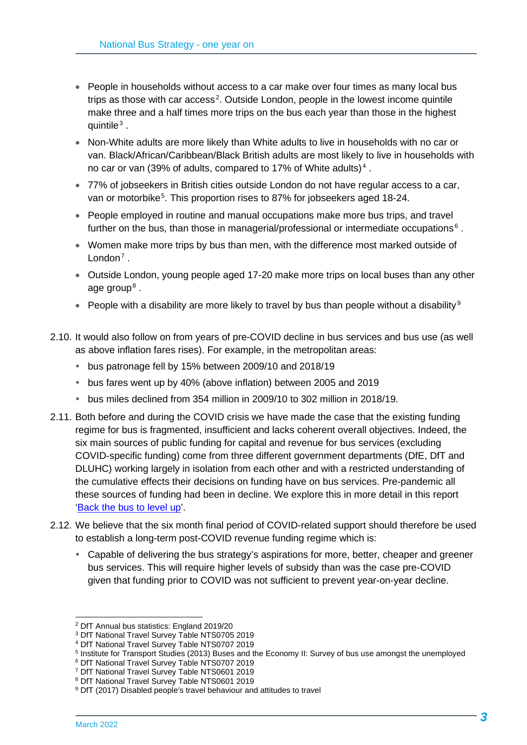- People in households without access to a car make over four times as many local bus trips as those with car access[2]. Outside London, people in the lowest income quintile make three and a half times more trips on the bus each year than those in the highest quintile[3].
- Non-White adults are more likely than White adults to live in households with no car or van. Black/African/Caribbean/Black British adults are most likely to live in households with no car or van (39% of adults, compared to 17% of White adults)[4].
- 77% of jobseekers in British cities outside London do not have regular access to a car, van or motorbike[5]. This proportion rises to 87% for jobseekers aged 18-24.
- People employed in routine and manual occupations make more bus trips, and travel further on the bus, than those in managerial/professional or intermediate occupations[6].
- Women make more trips by bus than men, with the difference most marked outside of London[7].
- Outside London, young people aged 17-20 make more trips on local buses than any other age group[8].
- People with a disability are more likely to travel by bus than people without a disability[9]

2.10. It would also follow on from years of pre-COVID decline in bus services and bus use (as well as above inflation fares rises). For example, in the metropolitan areas:

- bus patronage fell by 15% between 2009/10 and 2018/19
- bus fares went up by 40% (above inflation) between 2005 and 2019
- bus miles declined from 354 million in 2009/10 to 302 million in 2018/19.

2.11. Both before and during the COVID crisis we have made the case that the existing funding regime for bus is fragmented, insufficient and lacks coherent overall objectives. Indeed, the six main sources of public funding for capital and revenue for bus services (excluding COVID-specific funding) come from three different government departments (DfE, DfT and DLUHC) working largely in isolation from each other and with a restricted understanding of the cumulative effects their decisions on funding have on bus services. Pre-pandemic all these sources of funding had been in decline. We explore this in more detail in this report 'Back the bus to level up'.

2.12. We believe that the six month final period of COVID-related support should therefore be used to establish a long-term post-COVID revenue funding regime which is:

- Capable of delivering the bus strategy's aspirations for more, better, cheaper and greener bus services. This will require higher levels of subsidy than was the case pre-COVID given that funding prior to COVID was not sufficient to prevent year-on-year decline.

---

[2] DfT Annual bus statistics: England 2019/20
[3] DfT National Travel Survey Table NTS0705 2019
[4] DfT National Travel Survey Table NTS0707 2019
[5] Institute for Transport Studies (2013) Buses and the Economy II: Survey of bus use amongst the unemployed
[6] DfT National Travel Survey Table NTS0707 2019
[7] DfT National Travel Survey Table NTS0601 2019
[8] DfT National Travel Survey Table NTS0601 2019
[9] DfT (2017) Disabled people's travel behaviour and attitudes to travel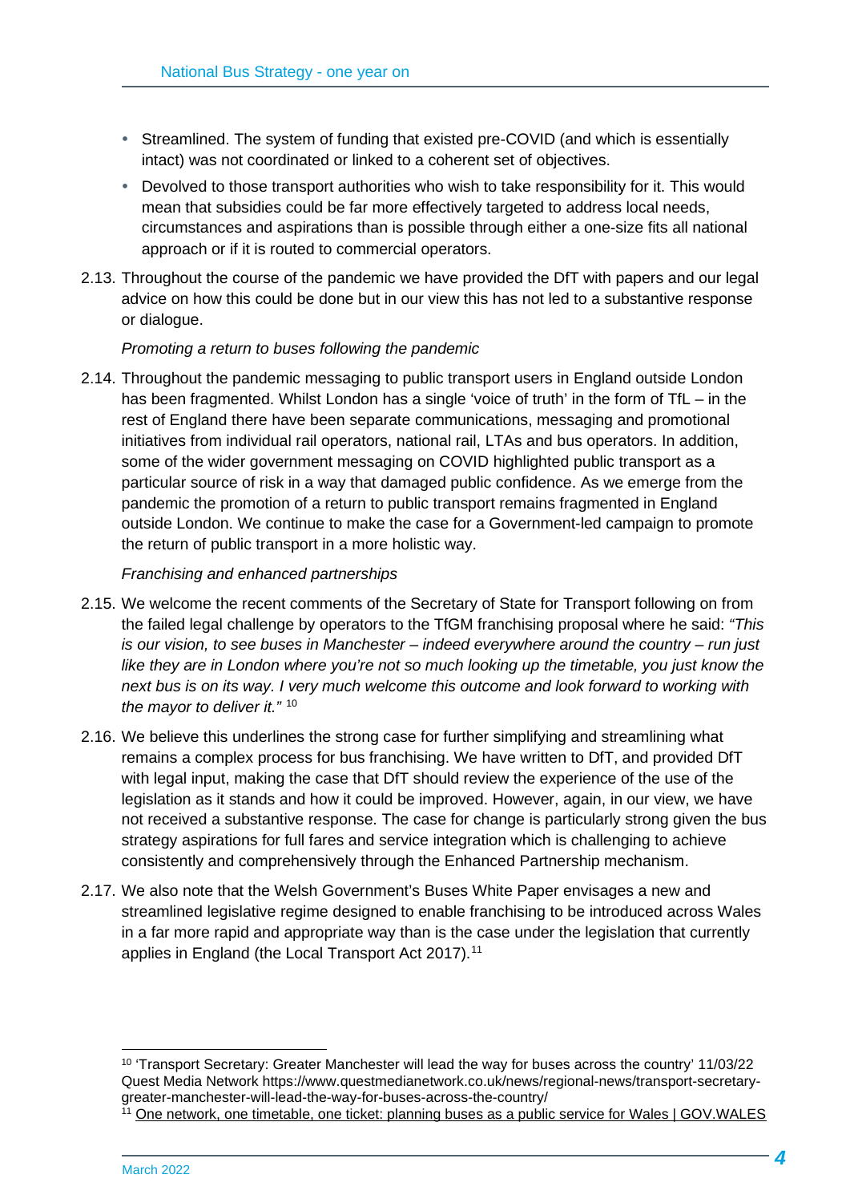- Streamlined. The system of funding that existed pre-COVID (and which is essentially intact) was not coordinated or linked to a coherent set of objectives.
- Devolved to those transport authorities who wish to take responsibility for it. This would mean that subsidies could be far more effectively targeted to address local needs, circumstances and aspirations than is possible through either a one-size fits all national approach or if it is routed to commercial operators.

2.13. Throughout the course of the pandemic we have provided the DfT with papers and our legal advice on how this could be done but in our view this has not led to a substantive response or dialogue.

*Promoting a return to buses following the pandemic*

2.14. Throughout the pandemic messaging to public transport users in England outside London has been fragmented. Whilst London has a single 'voice of truth' in the form of TfL – in the rest of England there have been separate communications, messaging and promotional initiatives from individual rail operators, national rail, LTAs and bus operators. In addition, some of the wider government messaging on COVID highlighted public transport as a particular source of risk in a way that damaged public confidence. As we emerge from the pandemic the promotion of a return to public transport remains fragmented in England outside London. We continue to make the case for a Government-led campaign to promote the return of public transport in a more holistic way.

*Franchising and enhanced partnerships*

2.15. We welcome the recent comments of the Secretary of State for Transport following on from the failed legal challenge by operators to the TfGM franchising proposal where he said: *"This is our vision, to see buses in Manchester – indeed everywhere around the country – run just like they are in London where you're not so much looking up the timetable, you just know the next bus is on its way. I very much welcome this outcome and look forward to working with the mayor to deliver it."* [10]

2.16. We believe this underlines the strong case for further simplifying and streamlining what remains a complex process for bus franchising. We have written to DfT, and provided DfT with legal input, making the case that DfT should review the experience of the use of the legislation as it stands and how it could be improved. However, again, in our view, we have not received a substantive response. The case for change is particularly strong given the bus strategy aspirations for full fares and service integration which is challenging to achieve consistently and comprehensively through the Enhanced Partnership mechanism.

2.17. We also note that the Welsh Government's Buses White Paper envisages a new and streamlined legislative regime designed to enable franchising to be introduced across Wales in a far more rapid and appropriate way than is the case under the legislation that currently applies in England (the Local Transport Act 2017).[11]

---

[10] 'Transport Secretary: Greater Manchester will lead the way for buses across the country' 11/03/22 Quest Media Network https://www.questmedianetwork.co.uk/news/regional-news/transport-secretary-greater-manchester-will-lead-the-way-for-buses-across-the-country/

[11] One network, one timetable, one ticket: planning buses as a public service for Wales | GOV.WALES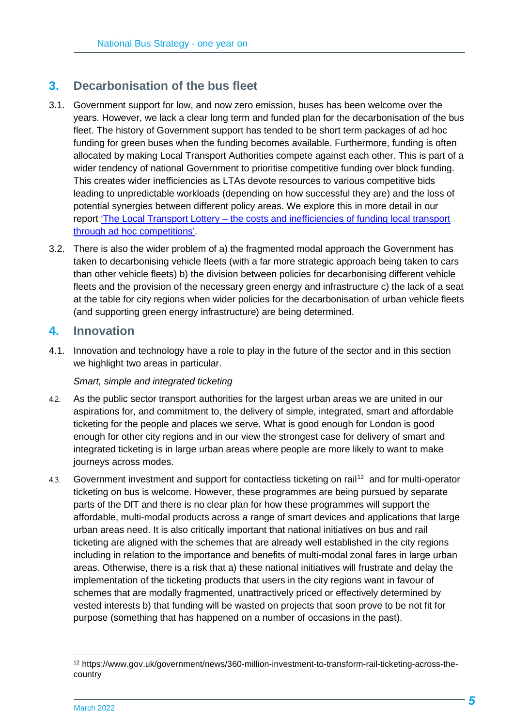## 3. Decarbonisation of the bus fleet

3.1. Government support for low, and now zero emission, buses has been welcome over the years. However, we lack a clear long term and funded plan for the decarbonisation of the bus fleet. The history of Government support has tended to be short term packages of ad hoc funding for green buses when the funding becomes available. Furthermore, funding is often allocated by making Local Transport Authorities compete against each other. This is part of a wider tendency of national Government to prioritise competitive funding over block funding. This creates wider inefficiencies as LTAs devote resources to various competitive bids leading to unpredictable workloads (depending on how successful they are) and the loss of potential synergies between different policy areas. We explore this in more detail in our report 'The Local Transport Lottery – the costs and inefficiencies of funding local transport through ad hoc competitions'.

3.2. There is also the wider problem of a) the fragmented modal approach the Government has taken to decarbonising vehicle fleets (with a far more strategic approach being taken to cars than other vehicle fleets) b) the division between policies for decarbonising different vehicle fleets and the provision of the necessary green energy and infrastructure c) the lack of a seat at the table for city regions when wider policies for the decarbonisation of urban vehicle fleets (and supporting green energy infrastructure) are being determined.

## 4. Innovation

4.1. Innovation and technology have a role to play in the future of the sector and in this section we highlight two areas in particular.

*Smart, simple and integrated ticketing*

4.2. As the public sector transport authorities for the largest urban areas we are united in our aspirations for, and commitment to, the delivery of simple, integrated, smart and affordable ticketing for the people and places we serve. What is good enough for London is good enough for other city regions and in our view the strongest case for delivery of smart and integrated ticketing is in large urban areas where people are more likely to want to make journeys across modes.

4.3. Government investment and support for contactless ticketing on rail[12] and for multi-operator ticketing on bus is welcome. However, these programmes are being pursued by separate parts of the DfT and there is no clear plan for how these programmes will support the affordable, multi-modal products across a range of smart devices and applications that large urban areas need. It is also critically important that national initiatives on bus and rail ticketing are aligned with the schemes that are already well established in the city regions including in relation to the importance and benefits of multi-modal zonal fares in large urban areas. Otherwise, there is a risk that a) these national initiatives will frustrate and delay the implementation of the ticketing products that users in the city regions want in favour of schemes that are modally fragmented, unattractively priced or effectively determined by vested interests b) that funding will be wasted on projects that soon prove to be not fit for purpose (something that has happened on a number of occasions in the past).

[12] https://www.gov.uk/government/news/360-million-investment-to-transform-rail-ticketing-across-the-country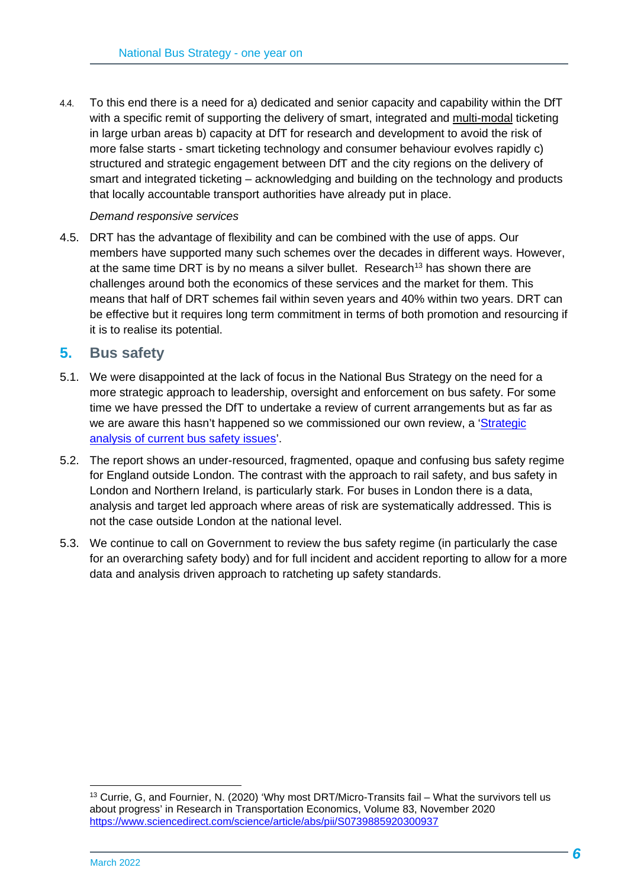4.4. To this end there is a need for a) dedicated and senior capacity and capability within the DfT with a specific remit of supporting the delivery of smart, integrated and multi-modal ticketing in large urban areas b) capacity at DfT for research and development to avoid the risk of more false starts - smart ticketing technology and consumer behaviour evolves rapidly c) structured and strategic engagement between DfT and the city regions on the delivery of smart and integrated ticketing – acknowledging and building on the technology and products that locally accountable transport authorities have already put in place.

*Demand responsive services*

4.5. DRT has the advantage of flexibility and can be combined with the use of apps. Our members have supported many such schemes over the decades in different ways. However, at the same time DRT is by no means a silver bullet. Research[13] has shown there are challenges around both the economics of these services and the market for them. This means that half of DRT schemes fail within seven years and 40% within two years. DRT can be effective but it requires long term commitment in terms of both promotion and resourcing if it is to realise its potential.

## 5. Bus safety

5.1. We were disappointed at the lack of focus in the National Bus Strategy on the need for a more strategic approach to leadership, oversight and enforcement on bus safety. For some time we have pressed the DfT to undertake a review of current arrangements but as far as we are aware this hasn't happened so we commissioned our own review, a 'Strategic analysis of current bus safety issues'.

5.2. The report shows an under-resourced, fragmented, opaque and confusing bus safety regime for England outside London. The contrast with the approach to rail safety, and bus safety in London and Northern Ireland, is particularly stark. For buses in London there is a data, analysis and target led approach where areas of risk are systematically addressed. This is not the case outside London at the national level.

5.3. We continue to call on Government to review the bus safety regime (in particularly the case for an overarching safety body) and for full incident and accident reporting to allow for a more data and analysis driven approach to ratcheting up safety standards.

---

[13] Currie, G, and Fournier, N. (2020) 'Why most DRT/Micro-Transits fail – What the survivors tell us about progress' in Research in Transportation Economics, Volume 83, November 2020 https://www.sciencedirect.com/science/article/abs/pii/S0739885920300937